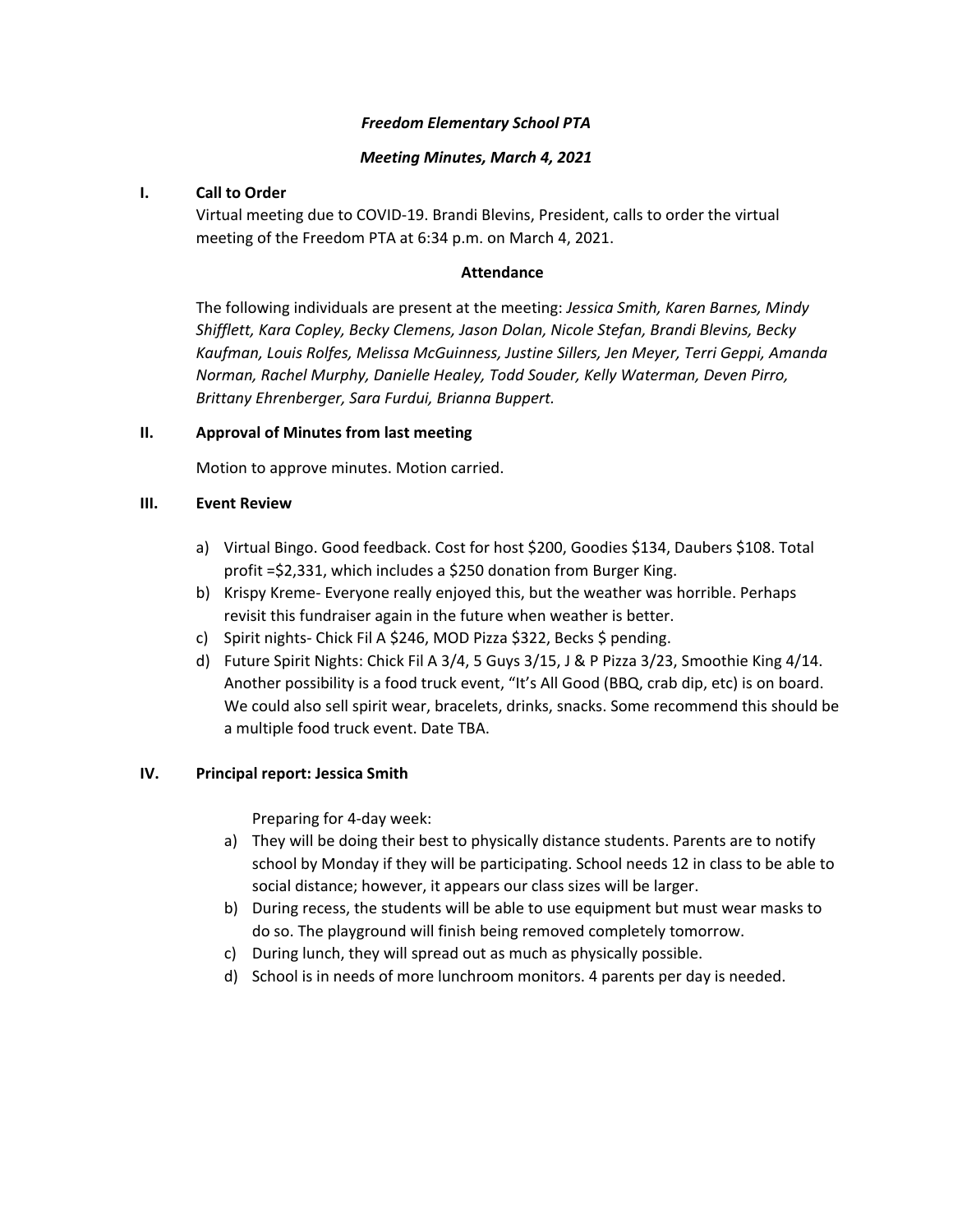***Freedom Elementary School PTA***

***Meeting Minutes, March 4, 2021***

**I. Call to Order**

Virtual meeting due to COVID-19. Brandi Blevins, President, calls to order the virtual meeting of the Freedom PTA at 6:34 p.m. on March 4, 2021.

**Attendance**

The following individuals are present at the meeting: *Jessica Smith, Karen Barnes, Mindy Shifflett, Kara Copley, Becky Clemens, Jason Dolan, Nicole Stefan, Brandi Blevins, Becky Kaufman, Louis Rolfes, Melissa McGuinness, Justine Sillers, Jen Meyer, Terri Geppi, Amanda Norman, Rachel Murphy, Danielle Healey, Todd Souder, Kelly Waterman, Deven Pirro, Brittany Ehrenberger, Sara Furdui, Brianna Buppert.*

**II. Approval of Minutes from last meeting**

Motion to approve minutes. Motion carried.

**III. Event Review**

a) Virtual Bingo. Good feedback. Cost for host $200, Goodies $134, Daubers $108. Total profit =$2,331, which includes a $250 donation from Burger King.
b) Krispy Kreme- Everyone really enjoyed this, but the weather was horrible. Perhaps revisit this fundraiser again in the future when weather is better.
c) Spirit nights- Chick Fil A $246, MOD Pizza $322, Becks $ pending.
d) Future Spirit Nights: Chick Fil A 3/4, 5 Guys 3/15, J & P Pizza 3/23, Smoothie King 4/14. Another possibility is a food truck event, "It's All Good (BBQ, crab dip, etc) is on board. We could also sell spirit wear, bracelets, drinks, snacks. Some recommend this should be a multiple food truck event. Date TBA.

**IV. Principal report: Jessica Smith**

Preparing for 4-day week:

a) They will be doing their best to physically distance students. Parents are to notify school by Monday if they will be participating. School needs 12 in class to be able to social distance; however, it appears our class sizes will be larger.
b) During recess, the students will be able to use equipment but must wear masks to do so. The playground will finish being removed completely tomorrow.
c) During lunch, they will spread out as much as physically possible.
d) School is in needs of more lunchroom monitors. 4 parents per day is needed.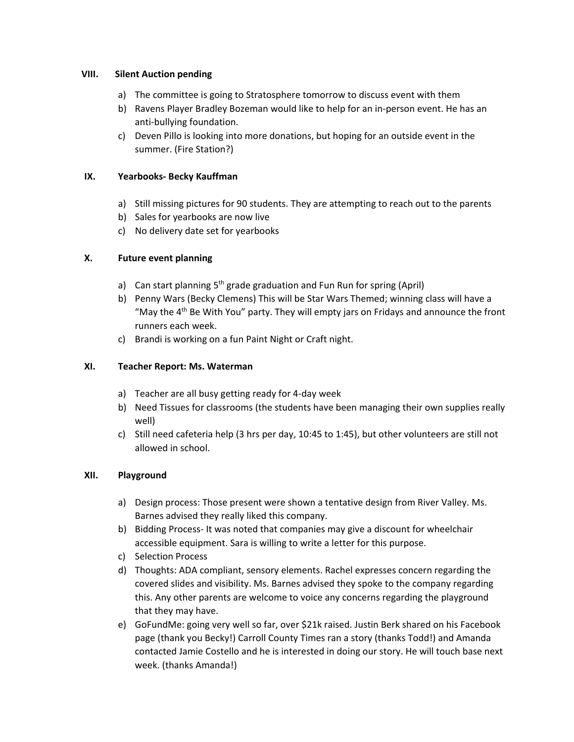## VIII. Silent Auction pending

a) The committee is going to Stratosphere tomorrow to discuss event with them
b) Ravens Player Bradley Bozeman would like to help for an in-person event. He has an anti-bullying foundation.
c) Deven Pillo is looking into more donations, but hoping for an outside event in the summer. (Fire Station?)

## IX. Yearbooks- Becky Kauffman

a) Still missing pictures for 90 students. They are attempting to reach out to the parents
b) Sales for yearbooks are now live
c) No delivery date set for yearbooks

## X. Future event planning

a) Can start planning 5th grade graduation and Fun Run for spring (April)
b) Penny Wars (Becky Clemens) This will be Star Wars Themed; winning class will have a "May the 4th Be With You" party. They will empty jars on Fridays and announce the front runners each week.
c) Brandi is working on a fun Paint Night or Craft night.

## XI. Teacher Report: Ms. Waterman

a) Teacher are all busy getting ready for 4-day week
b) Need Tissues for classrooms (the students have been managing their own supplies really well)
c) Still need cafeteria help (3 hrs per day, 10:45 to 1:45), but other volunteers are still not allowed in school.

## XII. Playground

a) Design process: Those present were shown a tentative design from River Valley. Ms. Barnes advised they really liked this company.
b) Bidding Process- It was noted that companies may give a discount for wheelchair accessible equipment. Sara is willing to write a letter for this purpose.
c) Selection Process
d) Thoughts: ADA compliant, sensory elements. Rachel expresses concern regarding the covered slides and visibility. Ms. Barnes advised they spoke to the company regarding this. Any other parents are welcome to voice any concerns regarding the playground that they may have.
e) GoFundMe: going very well so far, over $21k raised. Justin Berk shared on his Facebook page (thank you Becky!) Carroll County Times ran a story (thanks Todd!) and Amanda contacted Jamie Costello and he is interested in doing our story. He will touch base next week. (thanks Amanda!)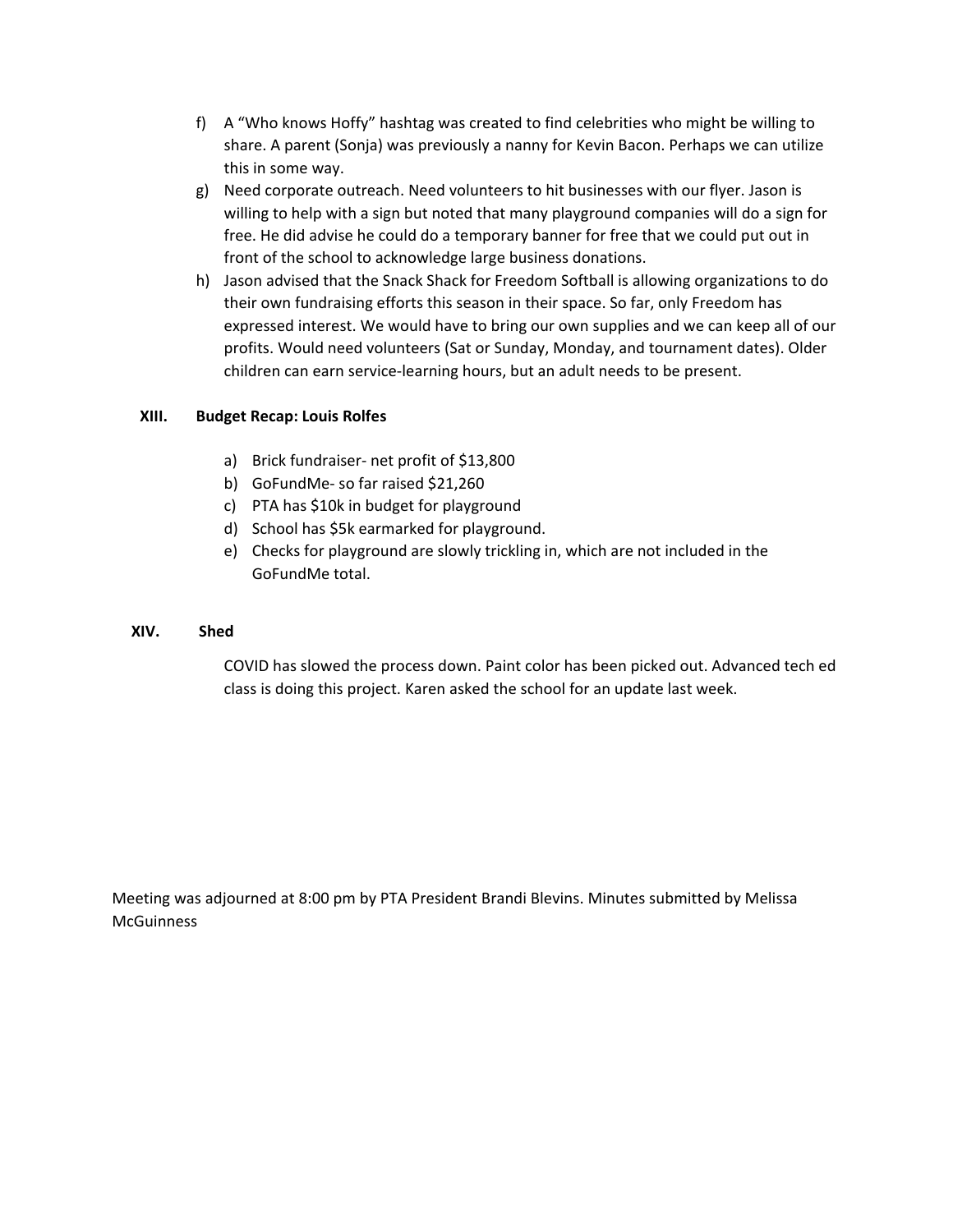f) A "Who knows Hoffy" hashtag was created to find celebrities who might be willing to share. A parent (Sonja) was previously a nanny for Kevin Bacon. Perhaps we can utilize this in some way.

g) Need corporate outreach. Need volunteers to hit businesses with our flyer. Jason is willing to help with a sign but noted that many playground companies will do a sign for free. He did advise he could do a temporary banner for free that we could put out in front of the school to acknowledge large business donations.

h) Jason advised that the Snack Shack for Freedom Softball is allowing organizations to do their own fundraising efforts this season in their space. So far, only Freedom has expressed interest. We would have to bring our own supplies and we can keep all of our profits. Would need volunteers (Sat or Sunday, Monday, and tournament dates). Older children can earn service-learning hours, but an adult needs to be present.

## XIII. Budget Recap: Louis Rolfes

a) Brick fundraiser- net profit of $13,800

b) GoFundMe- so far raised $21,260

c) PTA has $10k in budget for playground

d) School has $5k earmarked for playground.

e) Checks for playground are slowly trickling in, which are not included in the GoFundMe total.

## XIV. Shed

COVID has slowed the process down. Paint color has been picked out. Advanced tech ed class is doing this project. Karen asked the school for an update last week.

Meeting was adjourned at 8:00 pm by PTA President Brandi Blevins. Minutes submitted by Melissa McGuinness